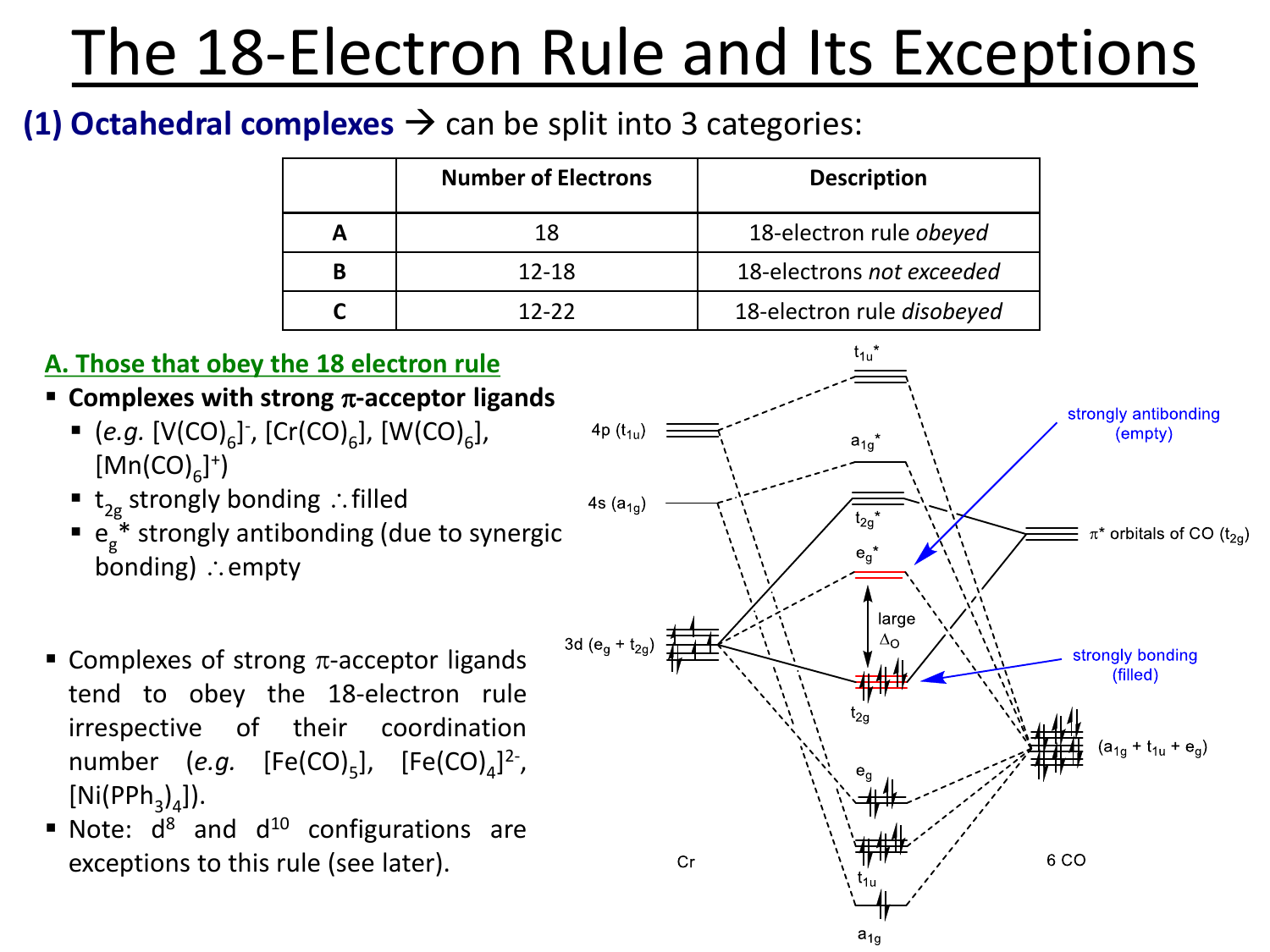# The 18-Electron Rule and Its Exceptions

**(1) Octahedral complexes** → can be split into 3 categories:

| | Number of Electrons | Description |
|---|---|---|
| **A** | 18 | 18-electron rule *obeyed* |
| **B** | 12-18 | 18-electrons *not exceeded* |
| **C** | 12-22 | 18-electron rule *disobeyed* |

## A. Those that obey the 18 electron rule

- **Complexes with strong π-acceptor ligands**
  - (*e.g.* $[V(CO)_6]^-$, $[Cr(CO)_6]$, $[W(CO)_6]$, $[Mn(CO)_6]^+$)
  - $t_{2g}$ strongly bonding ∴ filled
  - $e_g$* strongly antibonding (due to synergic bonding) ∴ empty

- Complexes of strong π-acceptor ligands tend to obey the 18-electron rule irrespective of their coordination number (*e.g.* $[Fe(CO)_5]$, $[Fe(CO)_4]^{2-}$, $[Ni(PPh_3)_4]$).
- Note: $d^8$ and $d^{10}$ configurations are exceptions to this rule (see later).

$t_{1u}$*

4p ($t_{1u}$)

$a_{1g}$*

4s ($a_{1g}$)

$t_{2g}$*

$\pi$* orbitals of CO ($t_{2g}$)

strongly antibonding (empty)

$e_g$*

large $\Delta_O$

3d ($e_g$ + $t_{2g}$)

$t_{2g}$

strongly bonding (filled)

$e_g$

($a_{1g}$ + $t_{1u}$ + $e_g$)

$t_{1u}$

$a_{1g}$

Cr

6 CO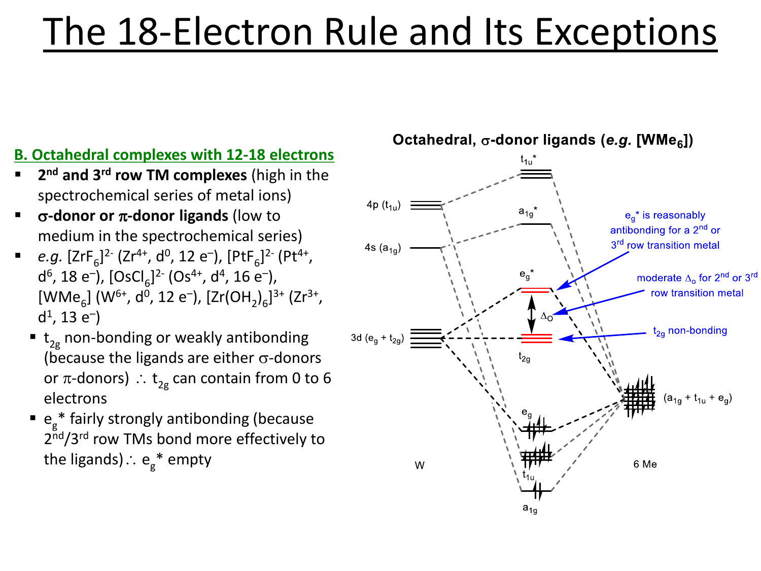# The 18-Electron Rule and Its Exceptions

**B. Octahedral complexes with 12-18 electrons**

- **2nd and 3rd row TM complexes** (high in the spectrochemical series of metal ions)
- **σ-donor or π-donor ligands** (low to medium in the spectrochemical series)
- *e.g.* $[ZrF_6]^{2-}$ ($Zr^{4+}$, $d^0$, 12 e⁻), $[PtF_6]^{2-}$ ($Pt^{4+}$, $d^6$, 18 e⁻), $[OsCl_6]^{2-}$ ($Os^{4+}$, $d^4$, 16 e⁻), $[WMe_6]$ ($W^{6+}$, $d^0$, 12 e⁻), $[Zr(OH_2)_6]^{3+}$ ($Zr^{3+}$, $d^1$, 13 e⁻)
  - $t_{2g}$ non-bonding or weakly antibonding (because the ligands are either σ-donors or π-donors) ∴ $t_{2g}$ can contain from 0 to 6 electrons
  - $e_g$* fairly strongly antibonding (because 2nd/3rd row TMs bond more effectively to the ligands) ∴ $e_g$* empty

**Octahedral, σ-donor ligands (*e.g.* $[WMe_6]$)**

W: 4p ($t_{1u}$); 4s ($a_{1g}$); 3d ($e_g + t_{2g}$)

MOs: $t_{1u}$*; $a_{1g}$*; $e_g$*; $\Delta_O$; $t_{2g}$; $e_g$; $t_{1u}$; $a_{1g}$

6 Me: ($a_{1g} + t_{1u} + e_g$)

$e_g$* is reasonably antibonding for a 2nd or 3rd row transition metal

moderate $\Delta_o$ for 2nd or 3rd row transition metal

$t_{2g}$ non-bonding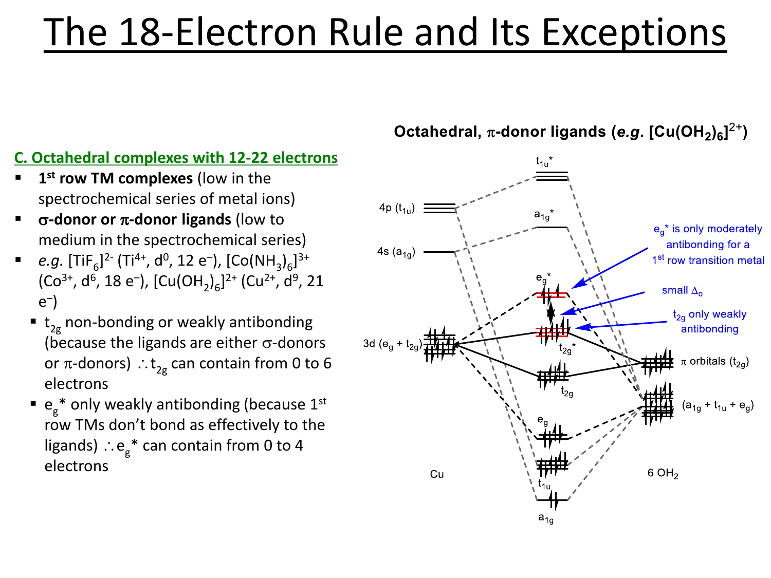# The 18-Electron Rule and Its Exceptions

## C. Octahedral complexes with 12-22 electrons

- **1st row TM complexes** (low in the spectrochemical series of metal ions)
- **σ-donor or π-donor ligands** (low to medium in the spectrochemical series)
- *e.g.* $[TiF_6]^{2-}$ ($Ti^{4+}$, $d^0$, 12 $e^-$), $[Co(NH_3)_6]^{3+}$ ($Co^{3+}$, $d^6$, 18 $e^-$), $[Cu(OH_2)_6]^{2+}$ ($Cu^{2+}$, $d^9$, 21 $e^-$)
  - $t_{2g}$ non-bonding or weakly antibonding (because the ligands are either σ-donors or π-donors) $\therefore$ $t_{2g}$ can contain from 0 to 6 electrons
  - $e_g$* only weakly antibonding (because 1st row TMs don't bond as effectively to the ligands) $\therefore$ $e_g$* can contain from 0 to 4 electrons

**Octahedral, π-donor ligands (*e.g.* $[Cu(OH_2)_6]^{2+}$)**

Cu: 4p ($t_{1u}$), 4s ($a_{1g}$), 3d ($e_g$ + $t_{2g}$)

MOs: $t_{1u}$*, $a_{1g}$*, $e_g$*, $t_{2g}$*, $t_{2g}$, $e_g$, $t_{1u}$, $a_{1g}$

6 $OH_2$: π orbitals ($t_{2g}$), ($a_{1g}$ + $t_{1u}$ + $e_g$)

- $e_g$* is only moderately antibonding for a 1st row transition metal
- small $\Delta_o$
- $t_{2g}$ only weakly antibonding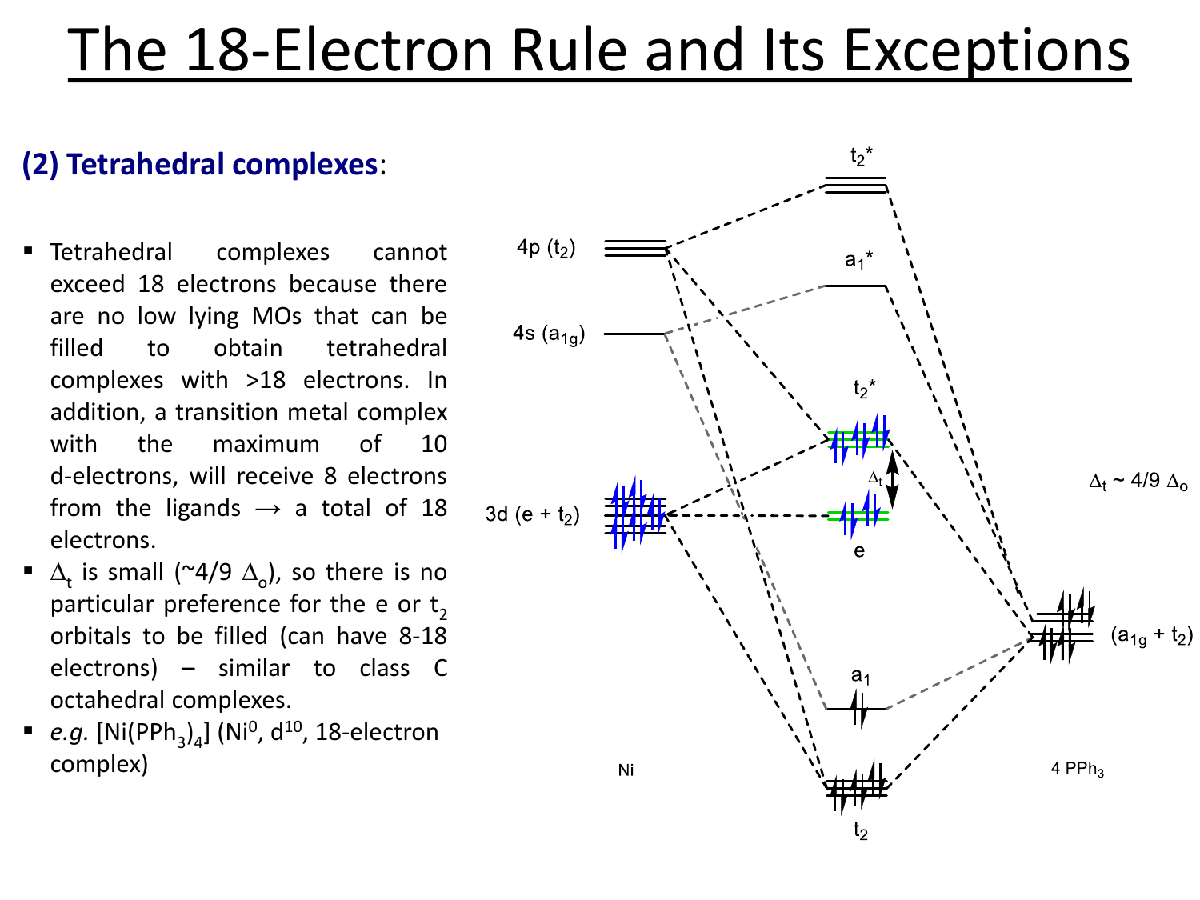# The 18-Electron Rule and Its Exceptions

## (2) Tetrahedral complexes:

- Tetrahedral complexes cannot exceed 18 electrons because there are no low lying MOs that can be filled to obtain tetrahedral complexes with >18 electrons. In addition, a transition metal complex with the maximum of 10 d-electrons, will receive 8 electrons from the ligands → a total of 18 electrons.
- $\Delta_t$ is small (~4/9 $\Delta_o$), so there is no particular preference for the e or $t_2$ orbitals to be filled (can have 8-18 electrons) – similar to class C octahedral complexes.
- *e.g.* $[Ni(PPh_3)_4]$ ($Ni^0$, $d^{10}$, 18-electron complex)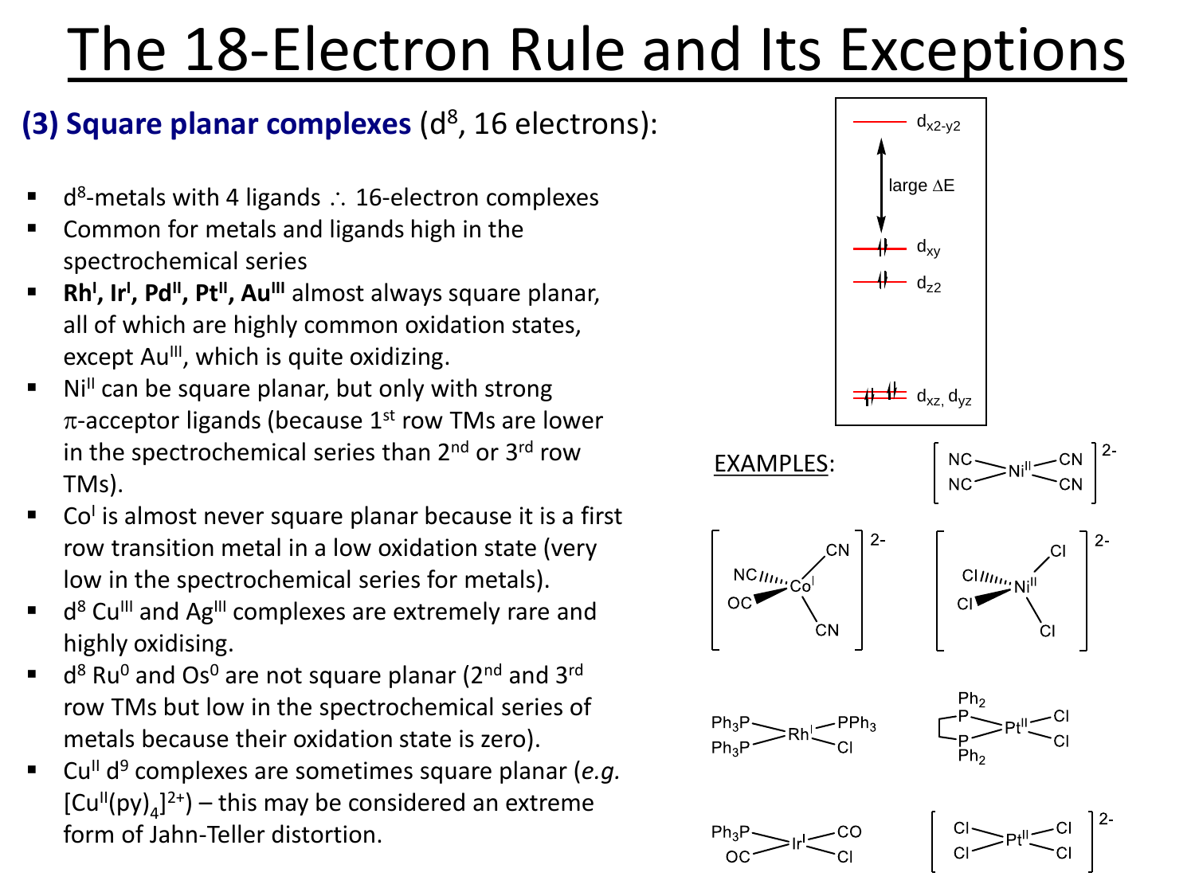# The 18-Electron Rule and Its Exceptions

## (3) Square planar complexes ($d^8$, 16 electrons):

- $d^8$-metals with 4 ligands ∴ 16-electron complexes
- Common for metals and ligands high in the spectrochemical series
- **$Rh^I$, $Ir^I$, $Pd^{II}$, $Pt^{II}$, $Au^{III}$** almost always square planar, all of which are highly common oxidation states, except $Au^{III}$, which is quite oxidizing.
- $Ni^{II}$ can be square planar, but only with strong $\pi$-acceptor ligands (because 1st row TMs are lower in the spectrochemical series than 2nd or 3rd row TMs).
- $Co^I$ is almost never square planar because it is a first row transition metal in a low oxidation state (very low in the spectrochemical series for metals).
- $d^8$ $Cu^{III}$ and $Ag^{III}$ complexes are extremely rare and highly oxidising.
- $d^8$ $Ru^0$ and $Os^0$ are not square planar (2nd and 3rd row TMs but low in the spectrochemical series of metals because their oxidation state is zero).
- $Cu^{II}$ $d^9$ complexes are sometimes square planar (*e.g.* $[Cu^{II}(py)_4]^{2+}$) – this may be considered an extreme form of Jahn-Teller distortion.

$d_{x^2-y^2}$

large $\Delta E$

$d_{xy}$

$d_{z^2}$

$d_{xz}$, $d_{yz}$

EXAMPLES:

$[Ni^{II}(CN)_4]^{2-}$

$[Co^I(CN)_3(CO)]^{2-}$

$[Ni^{II}Cl_4]^{2-}$

$Rh^I(PPh_3)_3Cl$

$Pt^{II}(Ph_2PCH_2CH_2PPh_2)Cl_2$

$Ir^I(PPh_3)(CO)_2Cl$

$[Pt^{II}Cl_4]^{2-}$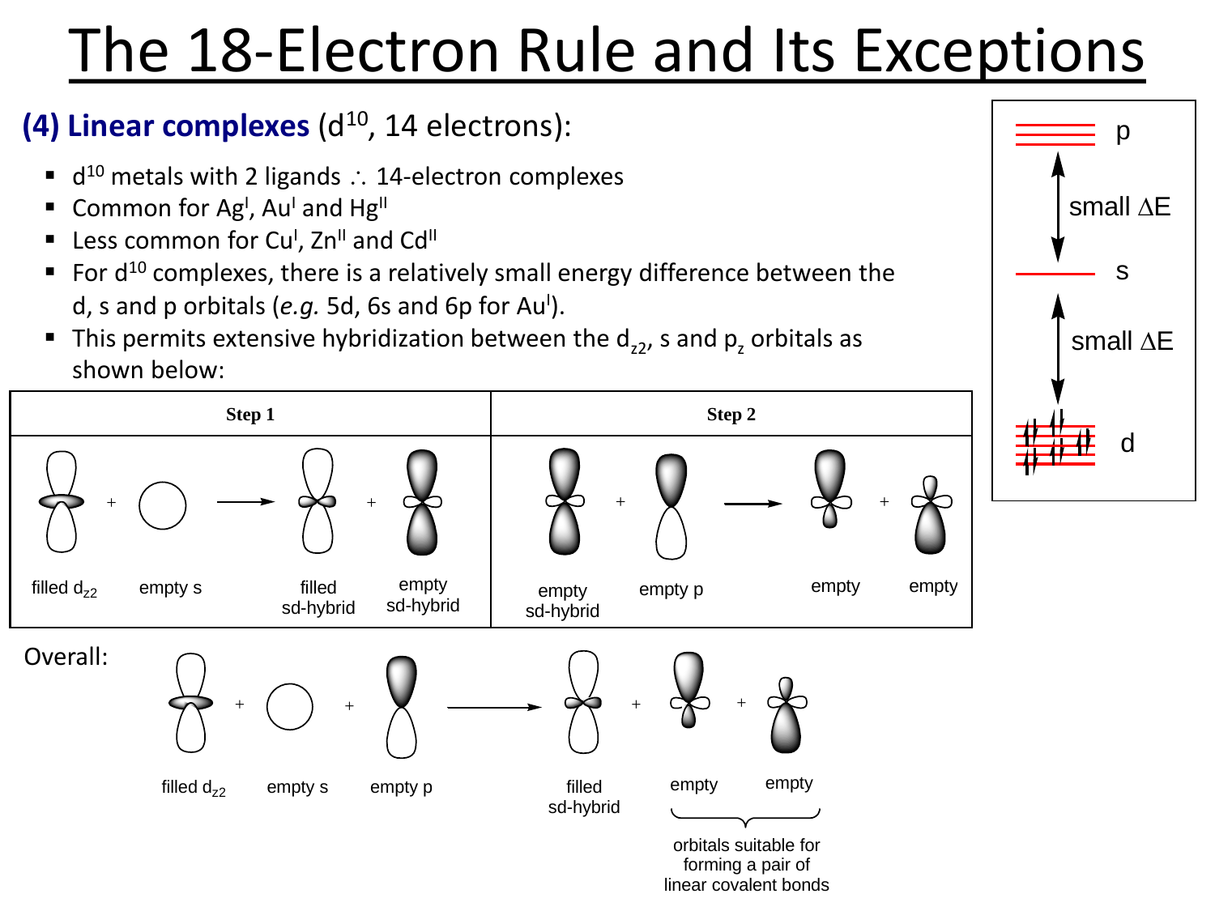# The 18-Electron Rule and Its Exceptions

**(4) Linear complexes** ($d^{10}$, 14 electrons):

- $d^{10}$ metals with 2 ligands ∴ 14-electron complexes
- Common for $Ag^{I}$, $Au^{I}$ and $Hg^{II}$
- Less common for $Cu^{I}$, $Zn^{II}$ and $Cd^{II}$
- For $d^{10}$ complexes, there is a relatively small energy difference between the d, s and p orbitals (*e.g.* 5d, 6s and 6p for $Au^{I}$).
- This permits extensive hybridization between the $d_{z2}$, s and $p_z$ orbitals as shown below:

p

small ΔE

s

small ΔE

d

| Step 1 | Step 2 |
| --- | --- |
| filled $d_{z2}$ + empty s → filled sd-hybrid + empty sd-hybrid | empty sd-hybrid + empty p → empty + empty |

Overall:

filled $d_{z2}$ + empty s + empty p → filled sd-hybrid + empty + empty

orbitals suitable for forming a pair of linear covalent bonds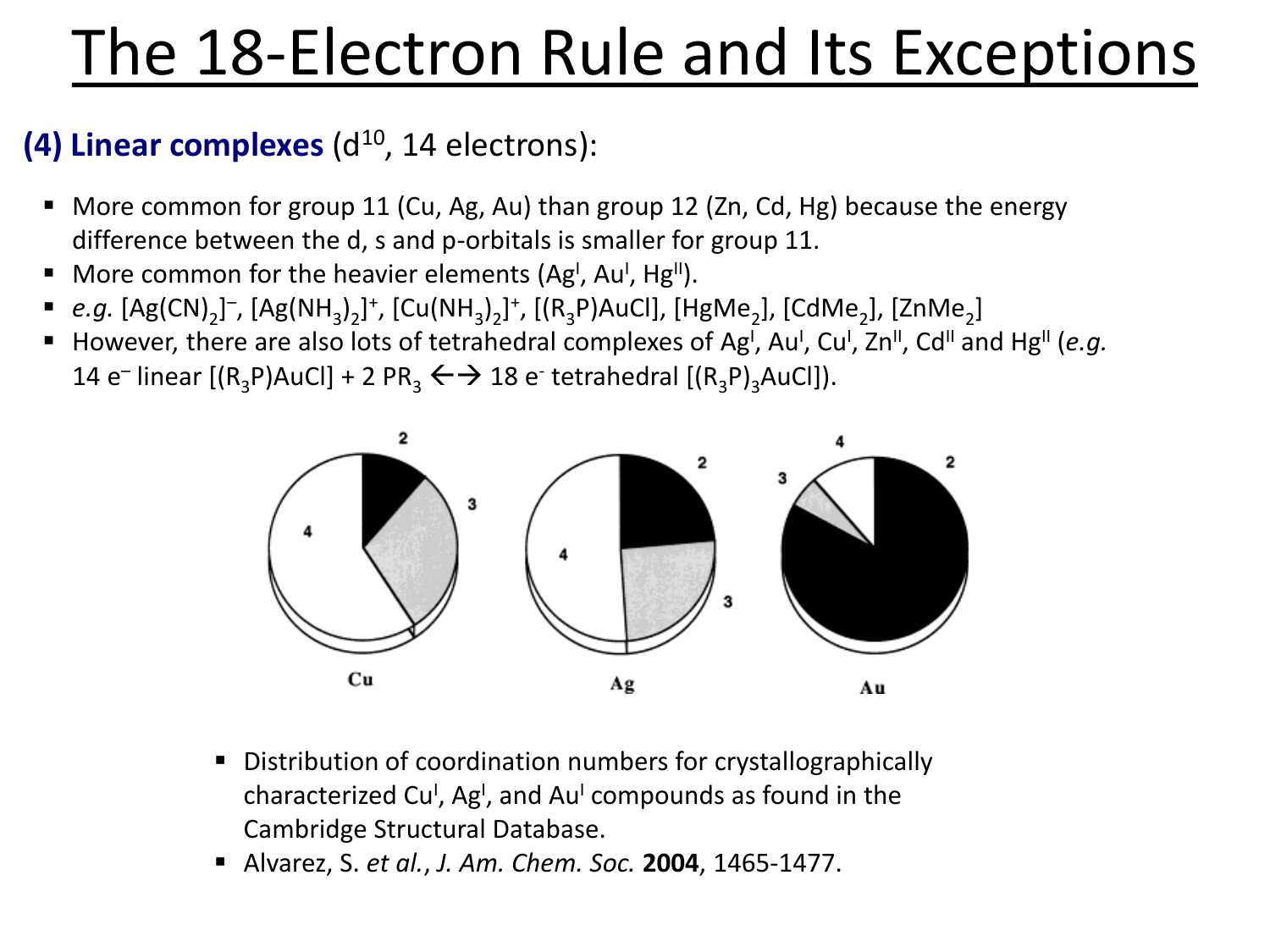# The 18-Electron Rule and Its Exceptions

**(4) Linear complexes** ($d^{10}$, 14 electrons):

- More common for group 11 (Cu, Ag, Au) than group 12 (Zn, Cd, Hg) because the energy difference between the d, s and p-orbitals is smaller for group 11.
- More common for the heavier elements ($Ag^{I}$, $Au^{I}$, $Hg^{II}$).
- *e.g.* $[Ag(CN)_2]^-$, $[Ag(NH_3)_2]^+$, $[Cu(NH_3)_2]^+$, $[(R_3P)AuCl]$, $[HgMe_2]$, $[CdMe_2]$, $[ZnMe_2]$
- However, there are also lots of tetrahedral complexes of $Ag^{I}$, $Au^{I}$, $Cu^{I}$, $Zn^{II}$, $Cd^{II}$ and $Hg^{II}$ (*e.g.* 14 $e^-$ linear $[(R_3P)AuCl] + 2\ PR_3 \leftrightarrow$ 18 $e^-$ tetrahedral $[(R_3P)_3AuCl]$).

- Distribution of coordination numbers for crystallographically characterized $Cu^{I}$, $Ag^{I}$, and $Au^{I}$ compounds as found in the Cambridge Structural Database.
- Alvarez, S. *et al.*, *J. Am. Chem. Soc.* **2004**, 1465-1477.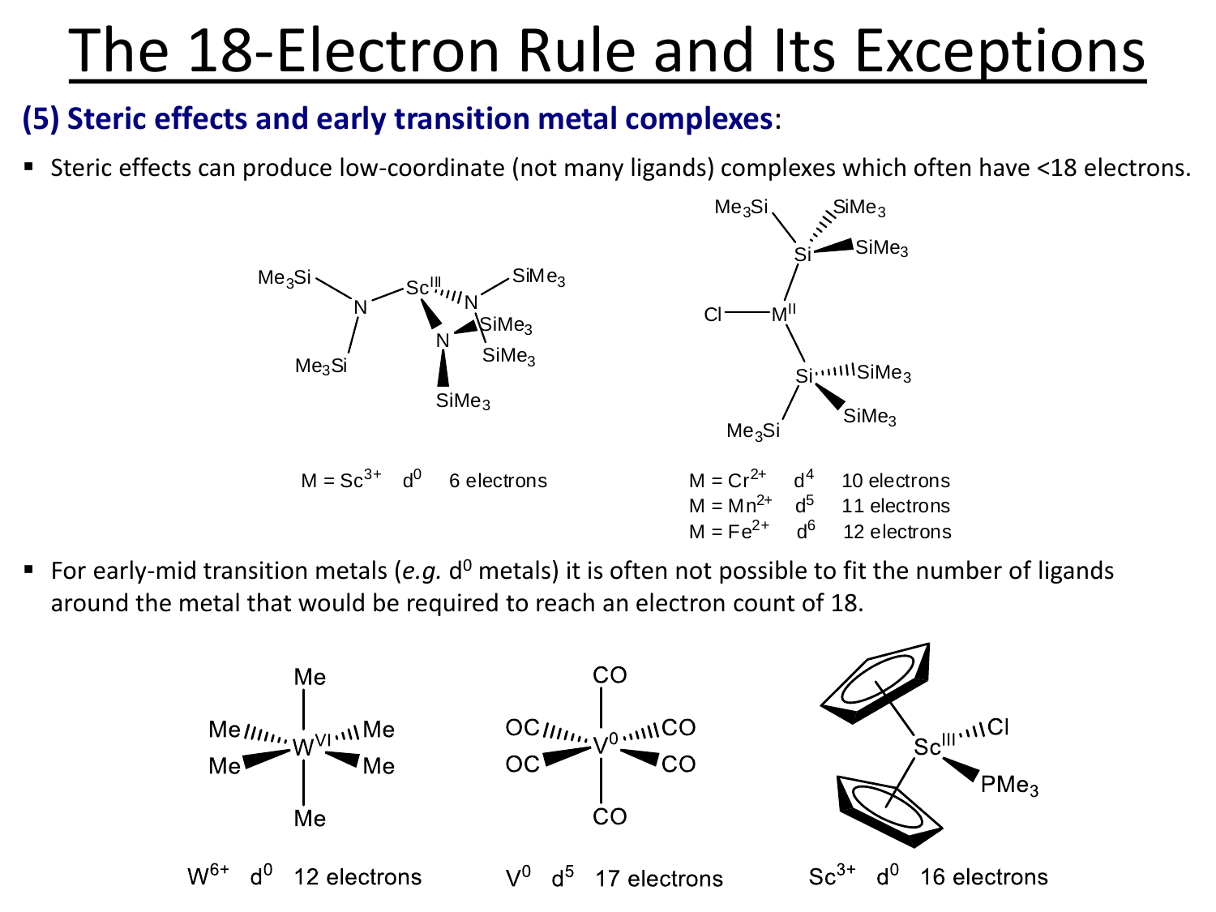# The 18-Electron Rule and Its Exceptions

**(5) Steric effects and early transition metal complexes**:

- Steric effects can produce low-coordinate (not many ligands) complexes which often have <18 electrons.

M = $Sc^{3+}$ $d^0$ 6 electrons

M = $Cr^{2+}$ $d^4$ 10 electrons
M = $Mn^{2+}$ $d^5$ 11 electrons
M = $Fe^{2+}$ $d^6$ 12 electrons

- For early-mid transition metals (*e.g.* $d^0$ metals) it is often not possible to fit the number of ligands around the metal that would be required to reach an electron count of 18.

$W^{6+}$ $d^0$ 12 electrons

$V^0$ $d^5$ 17 electrons

$Sc^{3+}$ $d^0$ 16 electrons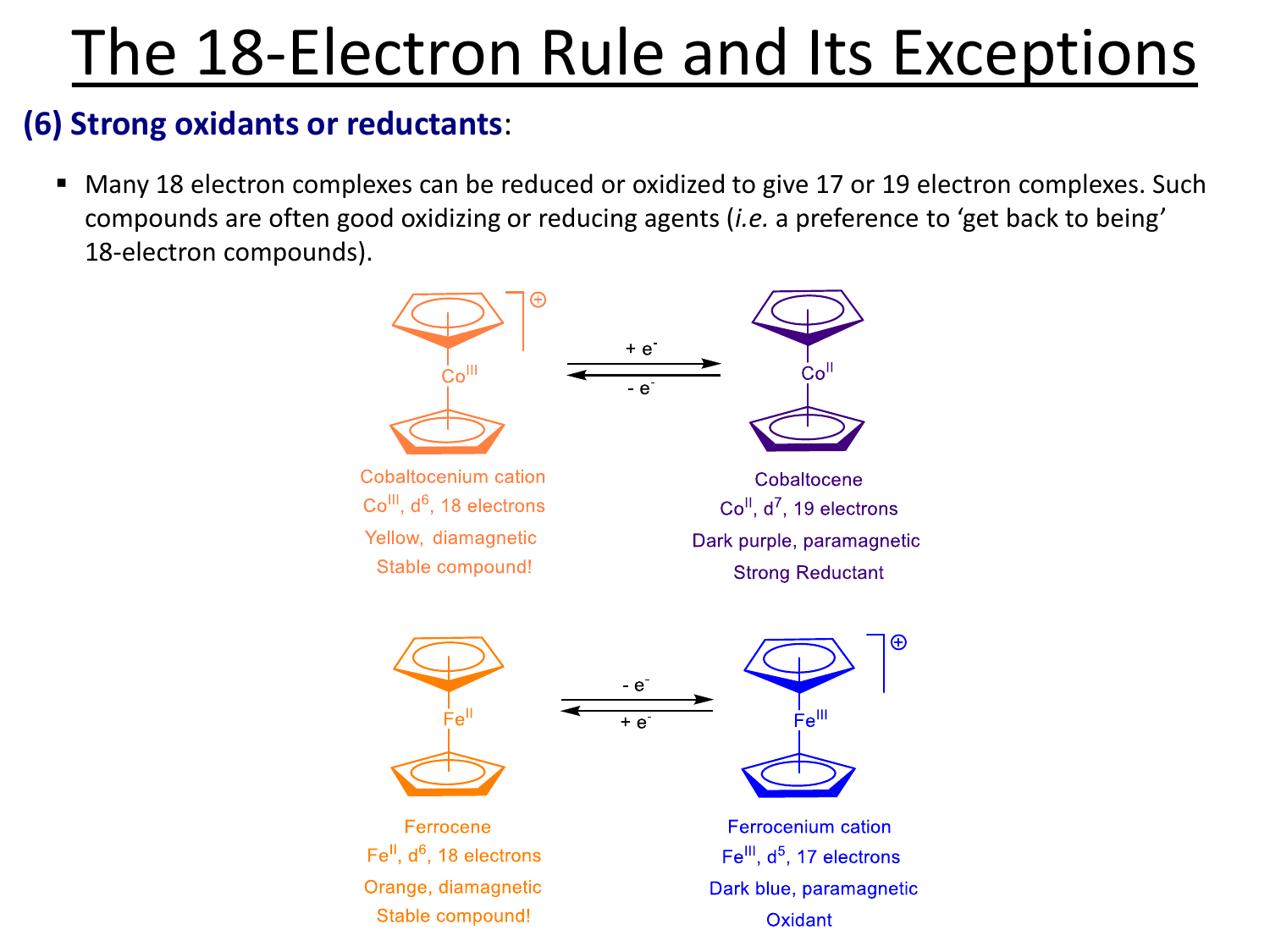# The 18-Electron Rule and Its Exceptions

**(6) Strong oxidants or reductants**:

- Many 18 electron complexes can be reduced or oxidized to give 17 or 19 electron complexes. Such compounds are often good oxidizing or reducing agents (*i.e.* a preference to 'get back to being' 18-electron compounds).

$Co^{III}$ ⇌ $Co^{II}$ (+ $e^-$ / - $e^-$)

Cobaltocenium cation
$Co^{III}$, $d^6$, 18 electrons
Yellow, diamagnetic
Stable compound!

Cobaltocene
$Co^{II}$, $d^7$, 19 electrons
Dark purple, paramagnetic
Strong Reductant

$Fe^{II}$ ⇌ $Fe^{III}$ (- $e^-$ / + $e^-$)

Ferrocene
$Fe^{II}$, $d^6$, 18 electrons
Orange, diamagnetic
Stable compound!

Ferrocenium cation
$Fe^{III}$, $d^5$, 17 electrons
Dark blue, paramagnetic
Oxidant